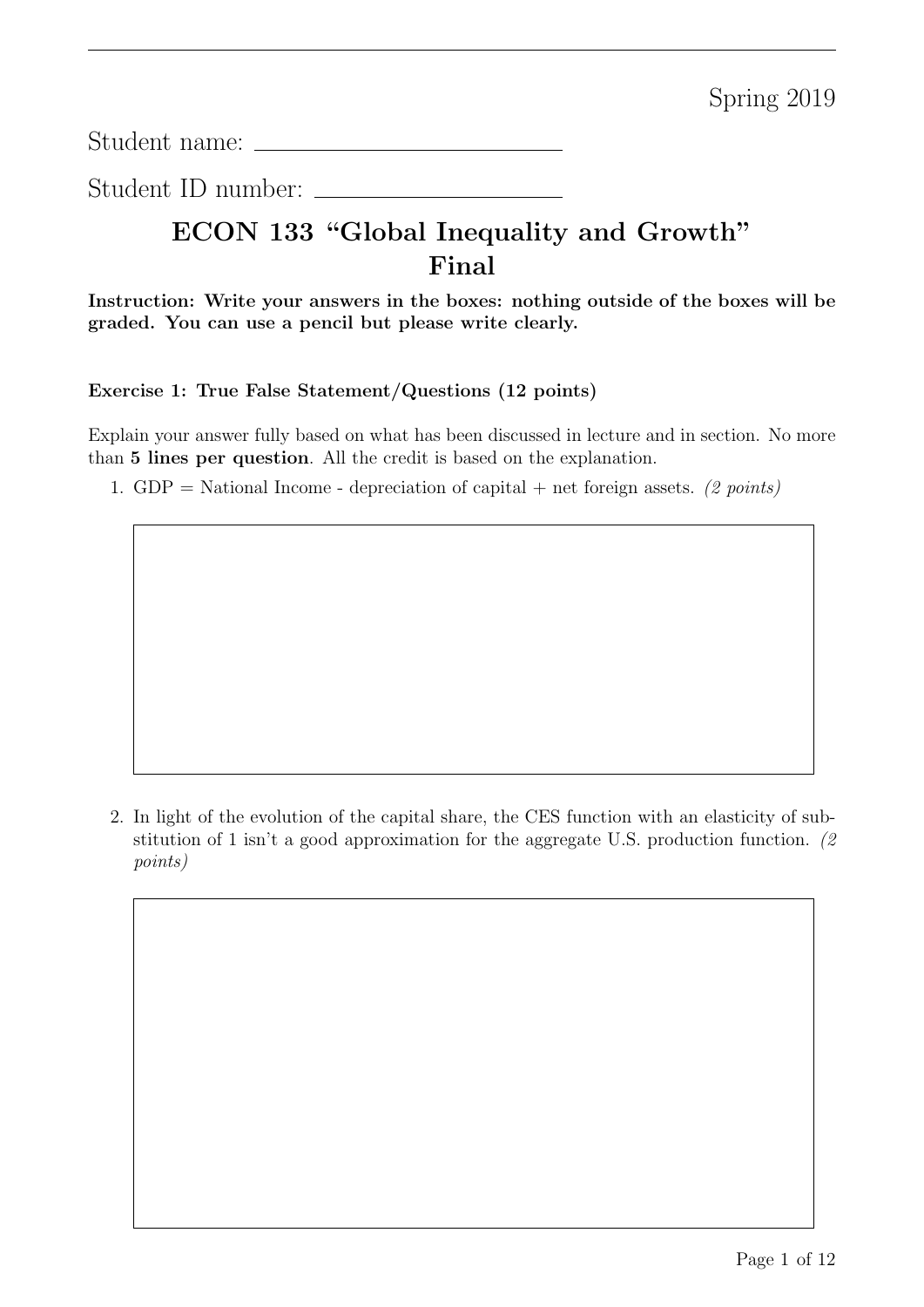Spring 2019

Student name: ______________________

Student ID number: ______________________

# ECON 133 "Global Inequality and Growth" Final

**Instruction: Write your answers in the boxes: nothing outside of the boxes will be graded. You can use a pencil but please write clearly.**

### Exercise 1: True False Statement/Questions (12 points)

Explain your answer fully based on what has been discussed in lecture and in section. No more than **5 lines per question**. All the credit is based on the explanation.

1. GDP = National Income - depreciation of capital + net foreign assets. *(2 points)*

2. In light of the evolution of the capital share, the CES function with an elasticity of substitution of 1 isn't a good approximation for the aggregate U.S. production function. *(2 points)*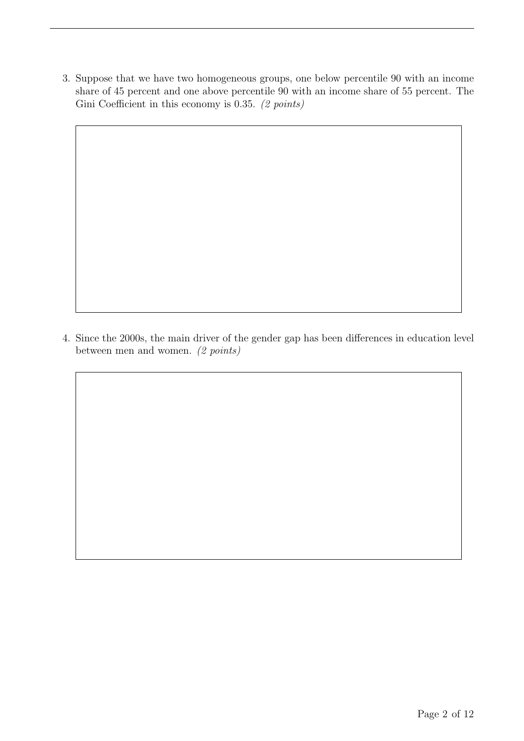3. Suppose that we have two homogeneous groups, one below percentile 90 with an income share of 45 percent and one above percentile 90 with an income share of 55 percent. The Gini Coefficient in this economy is 0.35. *(2 points)*

4. Since the 2000s, the main driver of the gender gap has been differences in education level between men and women. *(2 points)*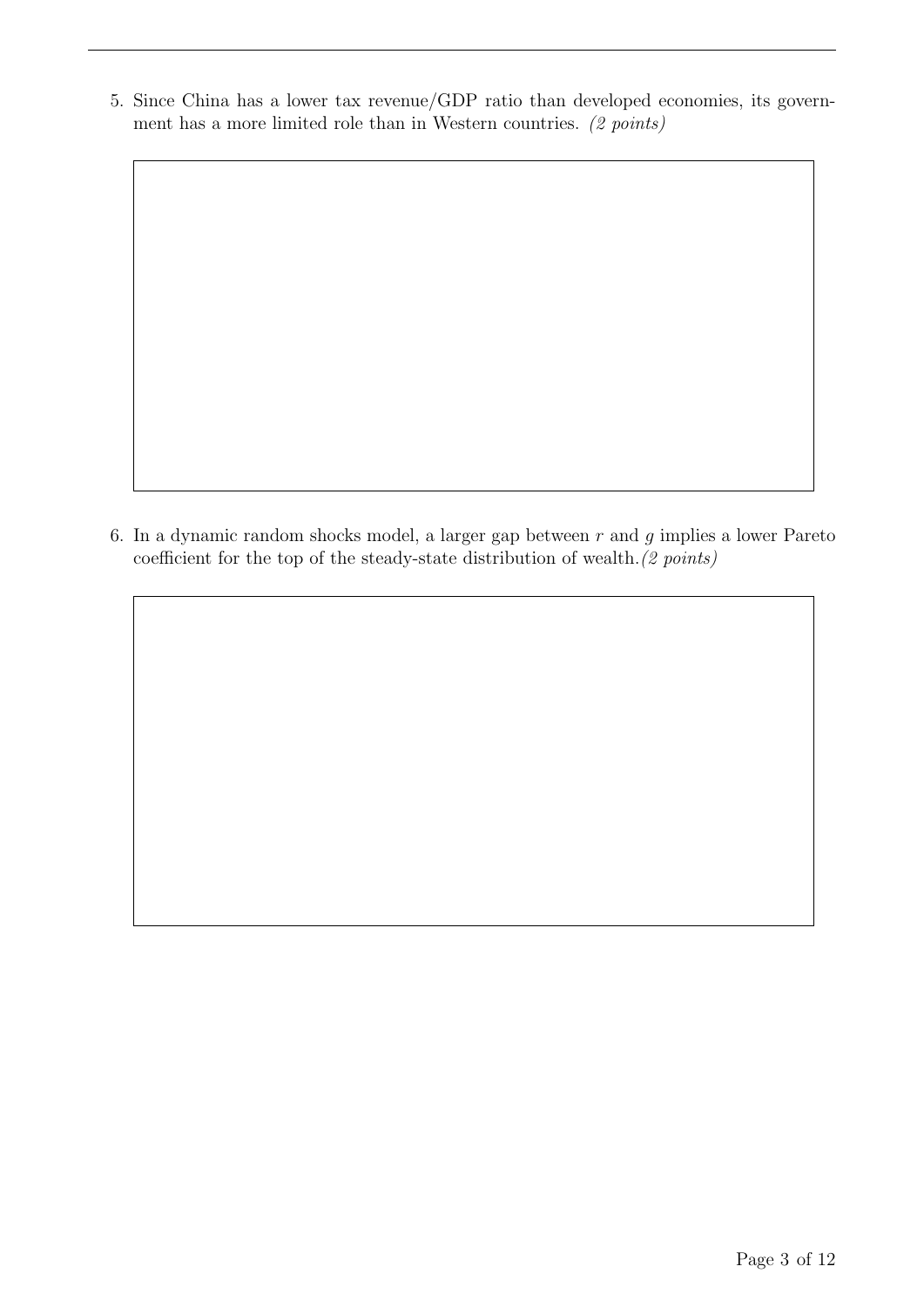5. Since China has a lower tax revenue/GDP ratio than developed economies, its government has a more limited role than in Western countries. *(2 points)*

6. In a dynamic random shocks model, a larger gap between $r$ and $g$ implies a lower Pareto coefficient for the top of the steady-state distribution of wealth. *(2 points)*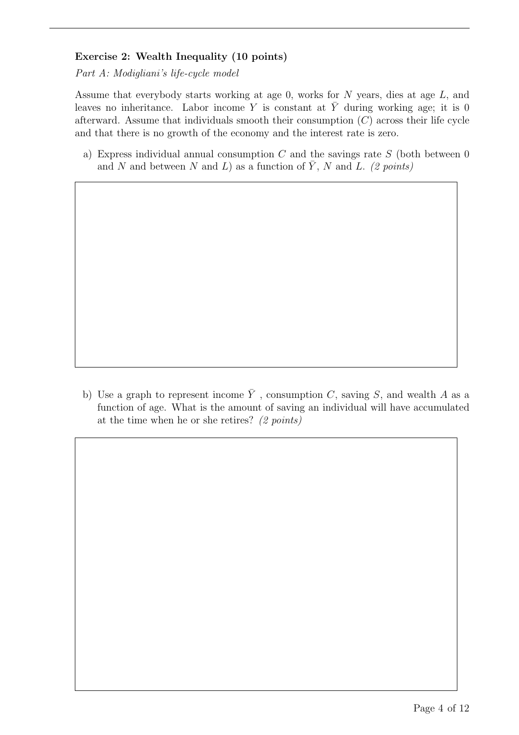**Exercise 2: Wealth Inequality (10 points)**

*Part A: Modigliani's life-cycle model*

Assume that everybody starts working at age 0, works for $N$ years, dies at age $L$, and leaves no inheritance. Labor income $Y$ is constant at $\bar{Y}$ during working age; it is 0 afterward. Assume that individuals smooth their consumption ($C$) across their life cycle and that there is no growth of the economy and the interest rate is zero.

a) Express individual annual consumption $C$ and the savings rate $S$ (both between 0 and $N$ and between $N$ and $L$) as a function of $\bar{Y}$, $N$ and $L$. *(2 points)*

b) Use a graph to represent income $\bar{Y}$, consumption $C$, saving $S$, and wealth $A$ as a function of age. What is the amount of saving an individual will have accumulated at the time when he or she retires? *(2 points)*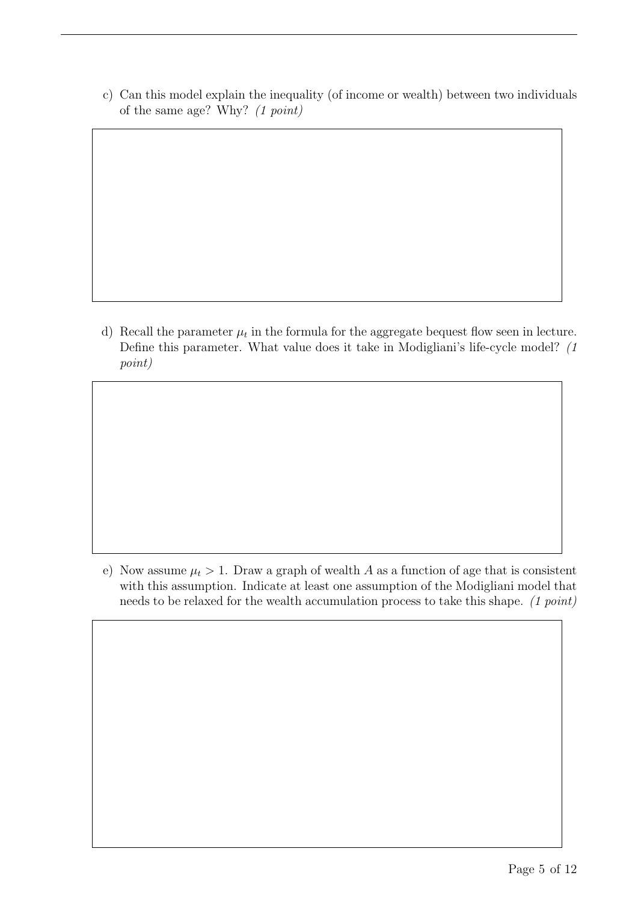c) Can this model explain the inequality (of income or wealth) between two individuals of the same age? Why? *(1 point)*

d) Recall the parameter $\mu_t$ in the formula for the aggregate bequest flow seen in lecture. Define this parameter. What value does it take in Modigliani's life-cycle model? *(1 point)*

e) Now assume $\mu_t > 1$. Draw a graph of wealth $A$ as a function of age that is consistent with this assumption. Indicate at least one assumption of the Modigliani model that needs to be relaxed for the wealth accumulation process to take this shape. *(1 point)*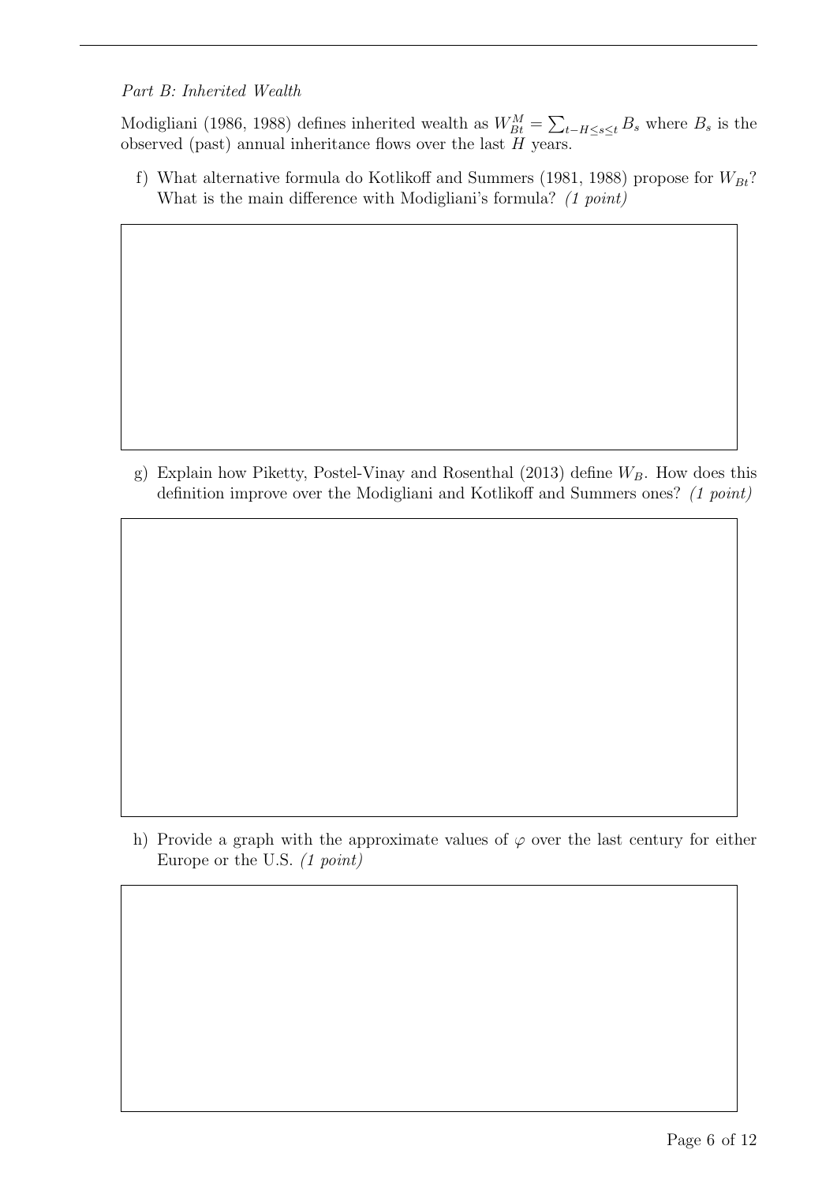*Part B: Inherited Wealth*

Modigliani (1986, 1988) defines inherited wealth as $W_{Bt}^{M} = \sum_{t-H \leq s \leq t} B_s$ where $B_s$ is the observed (past) annual inheritance flows over the last $H$ years.

f) What alternative formula do Kotlikoff and Summers (1981, 1988) propose for $W_{Bt}$? What is the main difference with Modigliani's formula? *(1 point)*

g) Explain how Piketty, Postel-Vinay and Rosenthal (2013) define $W_B$. How does this definition improve over the Modigliani and Kotlikoff and Summers ones? *(1 point)*

h) Provide a graph with the approximate values of $\varphi$ over the last century for either Europe or the U.S. *(1 point)*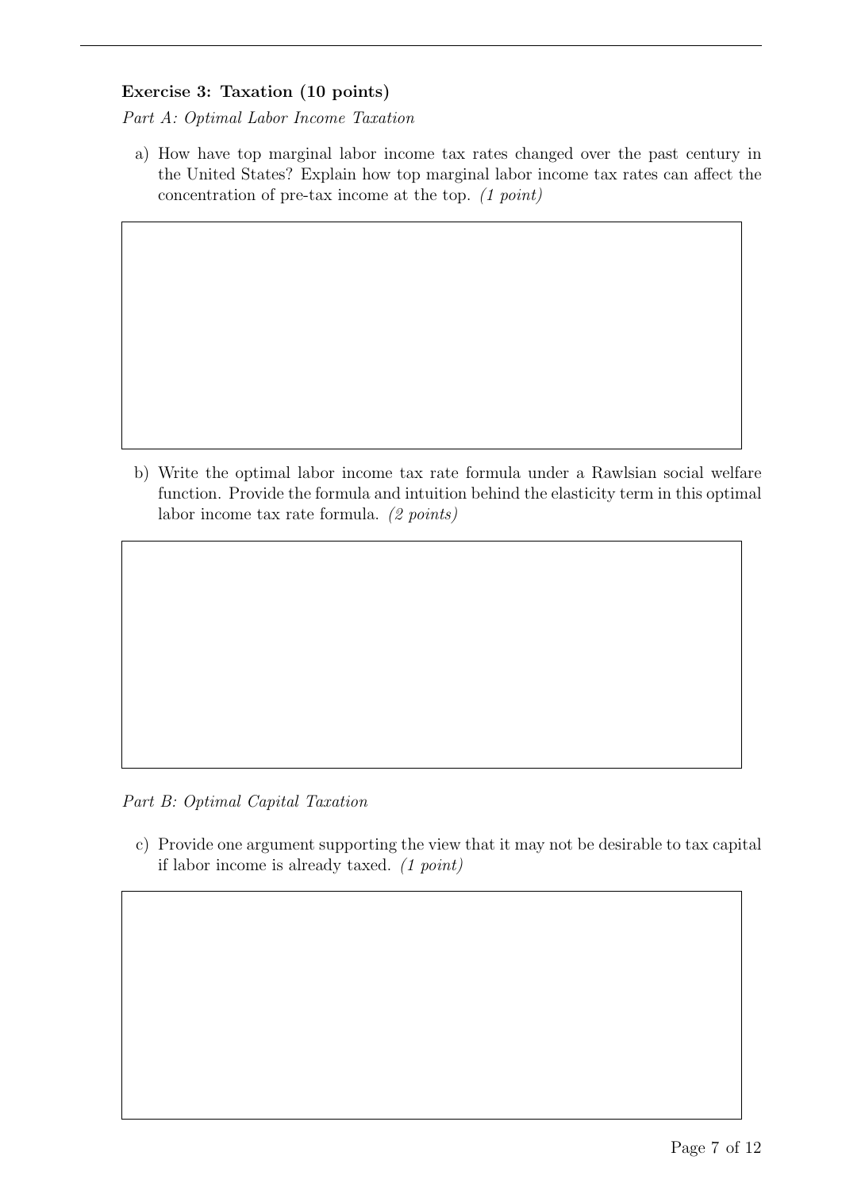**Exercise 3: Taxation (10 points)**

*Part A: Optimal Labor Income Taxation*

a) How have top marginal labor income tax rates changed over the past century in the United States? Explain how top marginal labor income tax rates can affect the concentration of pre-tax income at the top. *(1 point)*

b) Write the optimal labor income tax rate formula under a Rawlsian social welfare function. Provide the formula and intuition behind the elasticity term in this optimal labor income tax rate formula. *(2 points)*

*Part B: Optimal Capital Taxation*

c) Provide one argument supporting the view that it may not be desirable to tax capital if labor income is already taxed. *(1 point)*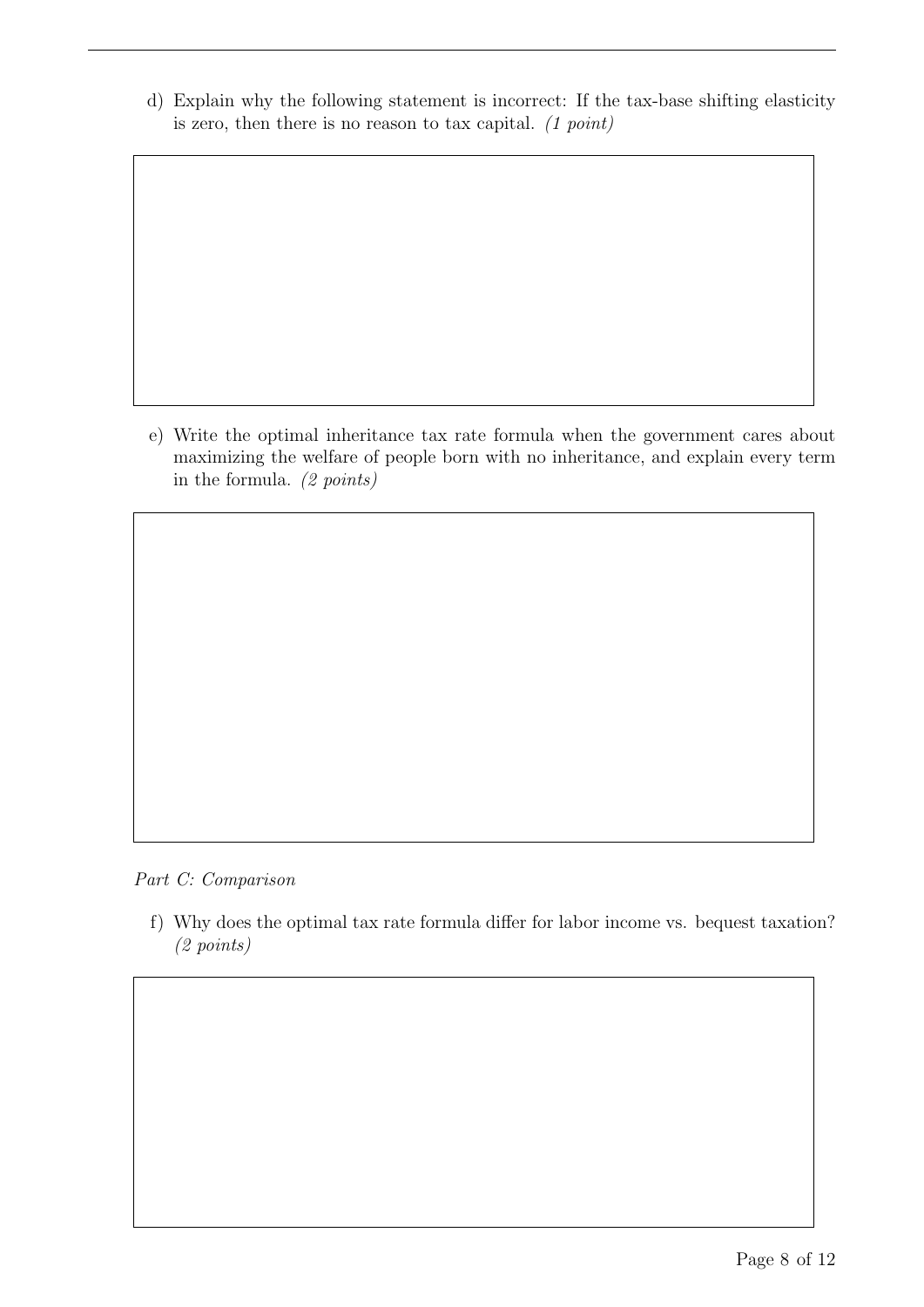d) Explain why the following statement is incorrect: If the tax-base shifting elasticity is zero, then there is no reason to tax capital. *(1 point)*

e) Write the optimal inheritance tax rate formula when the government cares about maximizing the welfare of people born with no inheritance, and explain every term in the formula. *(2 points)*

*Part C: Comparison*

f) Why does the optimal tax rate formula differ for labor income vs. bequest taxation? *(2 points)*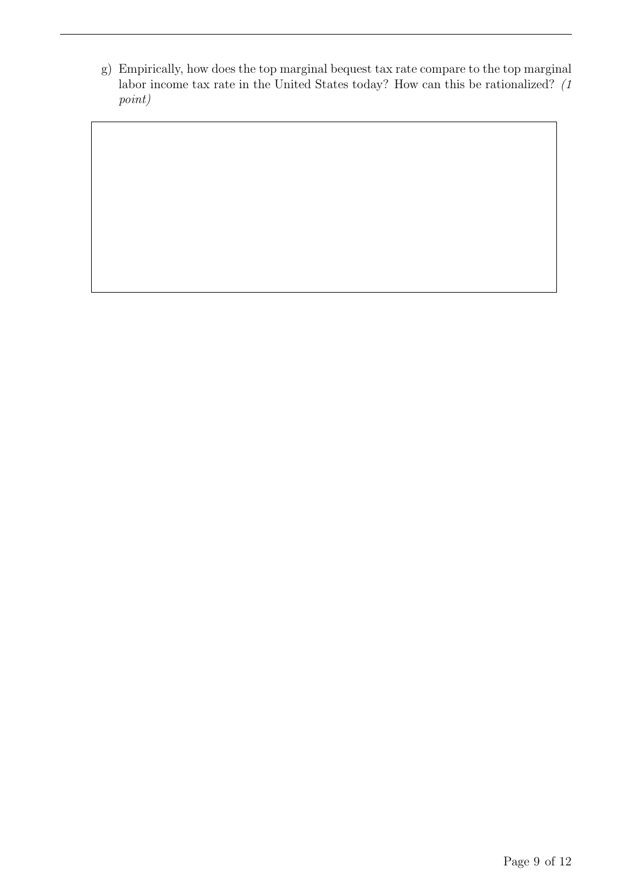g) Empirically, how does the top marginal bequest tax rate compare to the top marginal labor income tax rate in the United States today? How can this be rationalized? *(1 point)*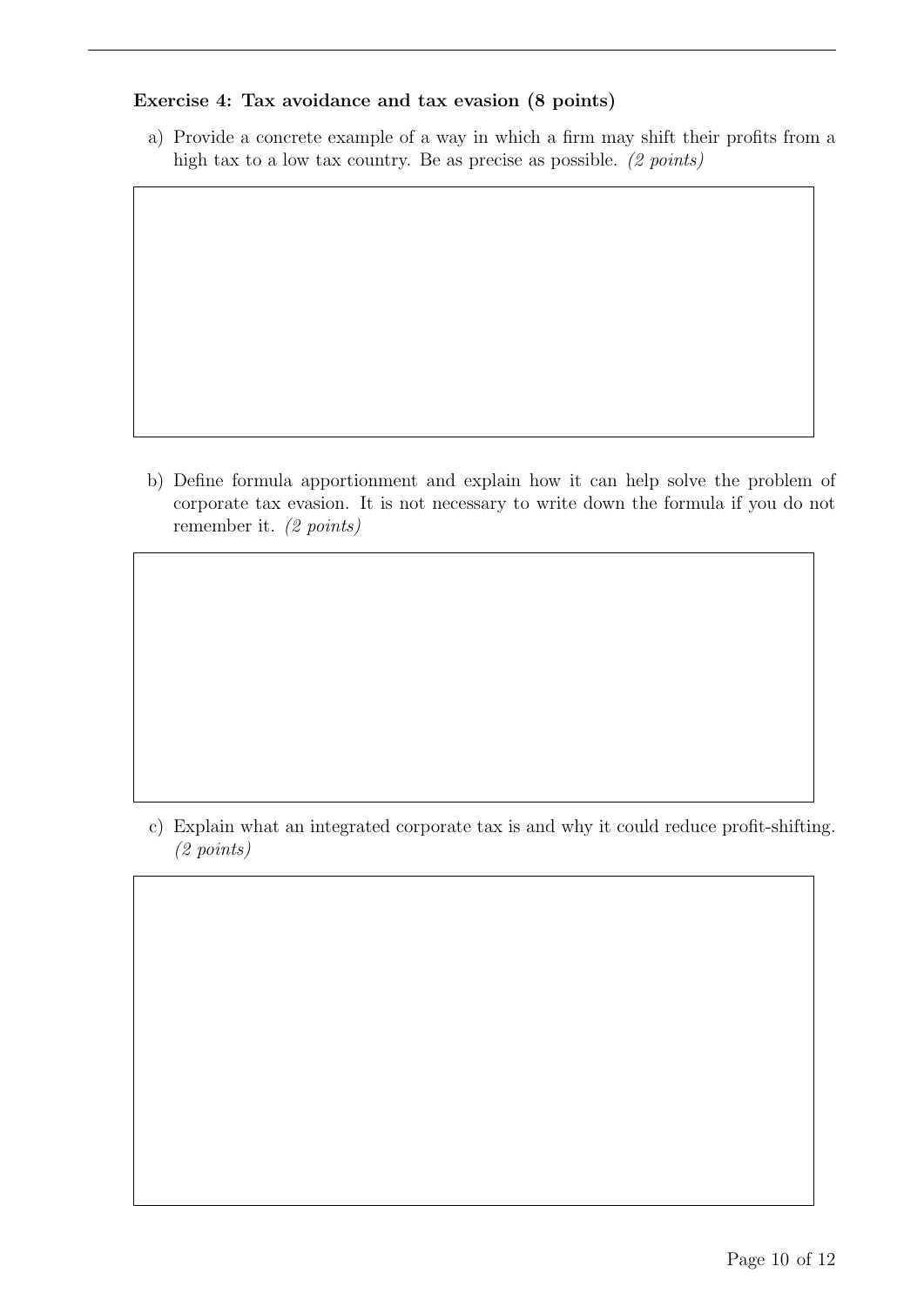**Exercise 4: Tax avoidance and tax evasion (8 points)**

a) Provide a concrete example of a way in which a firm may shift their profits from a high tax to a low tax country. Be as precise as possible. *(2 points)*

b) Define formula apportionment and explain how it can help solve the problem of corporate tax evasion. It is not necessary to write down the formula if you do not remember it. *(2 points)*

c) Explain what an integrated corporate tax is and why it could reduce profit-shifting. *(2 points)*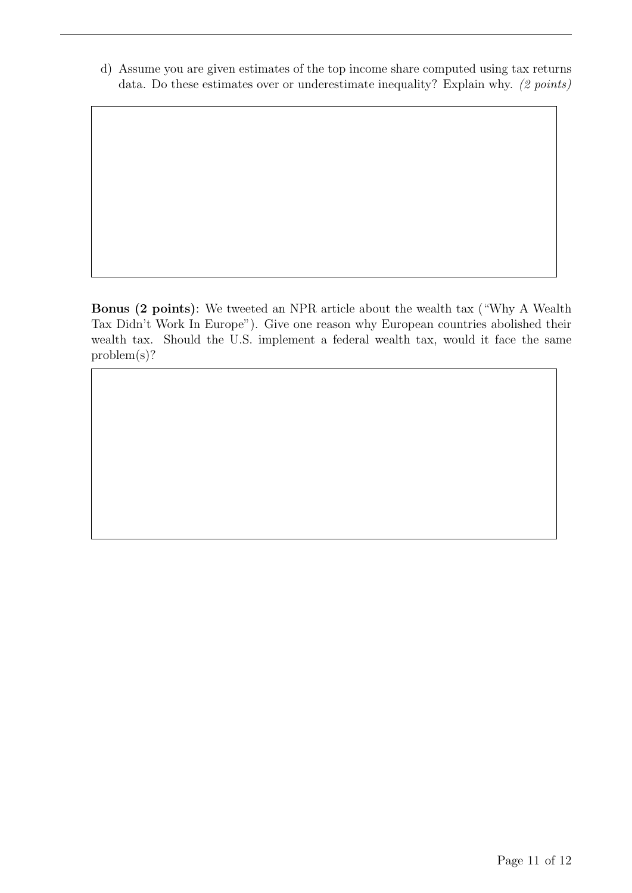d) Assume you are given estimates of the top income share computed using tax returns data. Do these estimates over or underestimate inequality? Explain why. *(2 points)*

**Bonus (2 points)**: We tweeted an NPR article about the wealth tax ("Why A Wealth Tax Didn't Work In Europe"). Give one reason why European countries abolished their wealth tax. Should the U.S. implement a federal wealth tax, would it face the same problem(s)?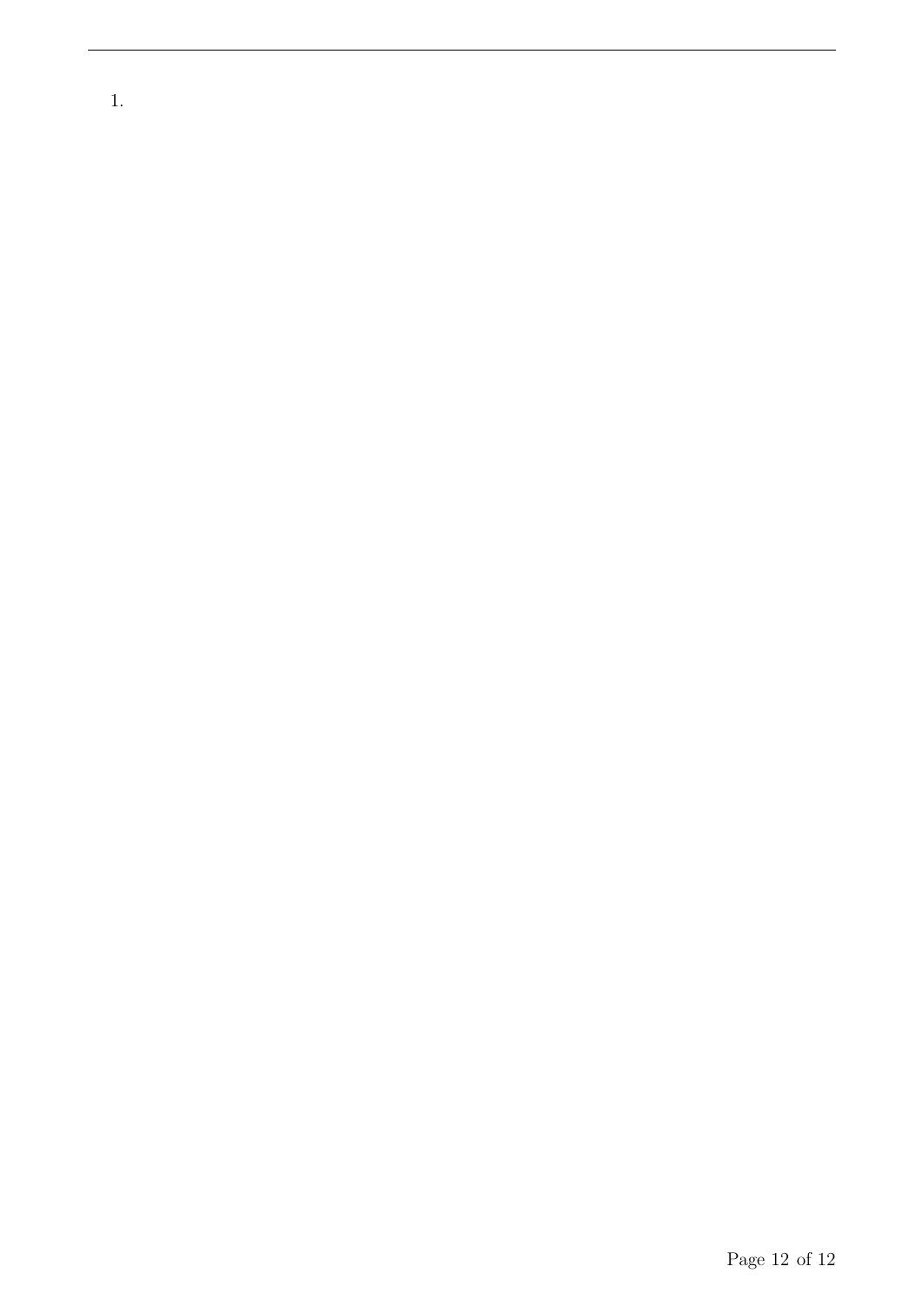1.